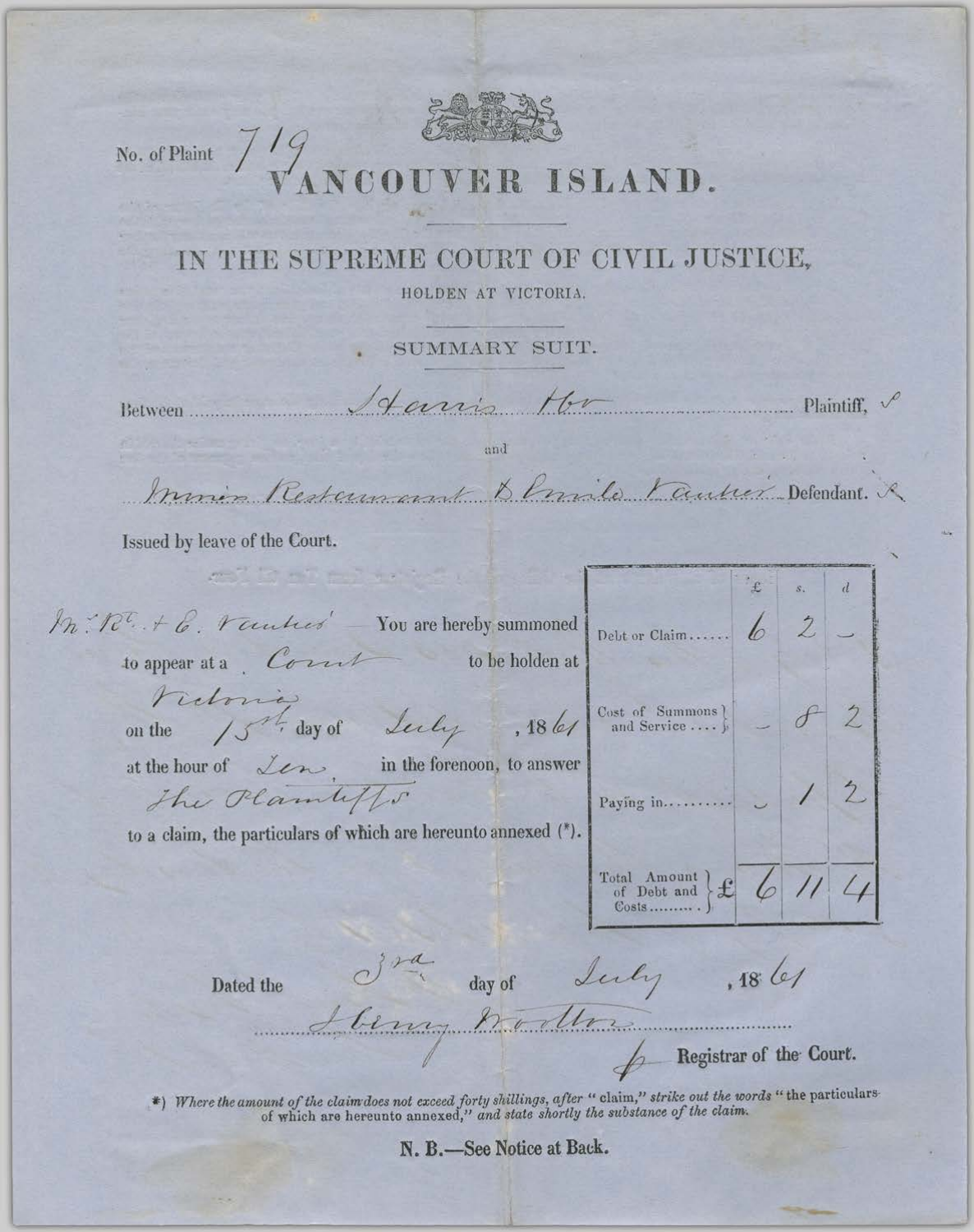No. of Plaint 719

# VANCOUVER ISLAND.

## IN THE SUPREME COURT OF CIVIL JUSTICE,

HOLDEN AT VICTORIA.

SUMMARY SUIT.

Between Harris Bro Plaintiff, s

and

Mimis Restaurant & Emile Vautier Defendant. s

Issued by leave of the Court.

Mr. Rt. + E. Vautier You are hereby summoned to appear at a Court to be holden at Victoria on the 15th day of July, 1861 at the hour of Ten in the forenoon, to answer the Plaintiffs to a claim, the particulars of which are hereunto annexed (*).

| | £ | s. | d |
|---|---|---|---|
| Debt or Claim...... | 6 | 2 | – |
| Cost of Summons and Service .... | – | 8 | 2 |
| Paying in.......... | – | 1 | 2 |
| Total Amount of Debt and Costs......... £ | 6 | 11 | 4 |

Dated the 3rd day of July, 1861

Henry Wootton

p Registrar of the Court.

*) *Where the amount of the claim does not exceed forty shillings, after "claim," strike out the words "the particulars of which are hereunto annexed," and state shortly the substance of the claim.*

**N. B.—See Notice at Back.**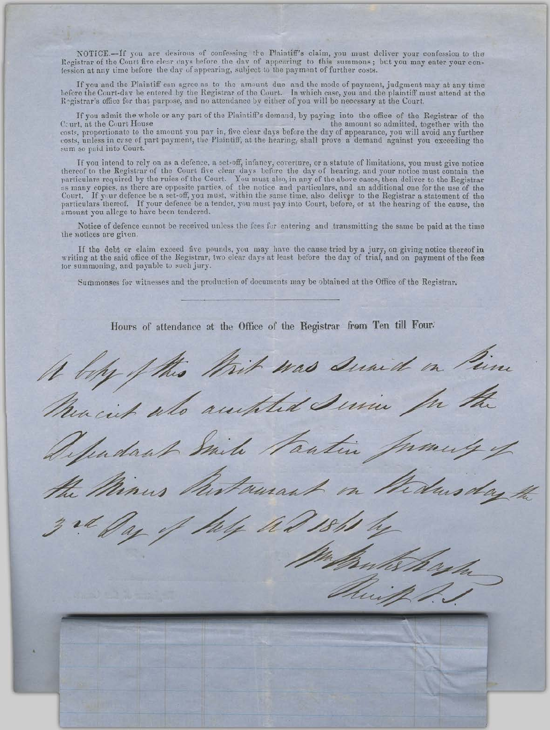NOTICE.—If you are desirous of confessing the Plaintiff's claim, you must deliver your confession to the Registrar of the Court five clear days before the day of appearing to this summons; but you may enter your confession at any time before the day of appearing, subject to the payment of further costs.

If you and the Plaintiff can agree as to the amount due and the mode of payment, judgment may at any time before the Court-day be entered by the Registrar of the Court. In which case, you and the plaintiff must attend at the Registrar's office for that purpose, and no attendance by either of you will be necessary at the Court.

If you admit the whole or any part of the Plaintiff's demand, by paying into the office of the Registrar of the Court, at the Court House the amount so admitted, together with the costs, proportionate to the amount you pay in, five clear days before the day of appearance, you will avoid any further costs, unless in case of part payment, the Plaintiff, at the hearing, shall prove a demand against you exceeding the sum so paid into Court.

If you intend to rely on as a defence, a set-off, infancy, coverture, or a statute of limitations, you must give notice thereof to the Registrar of the Court five clear days before the day of hearing, and your notice must contain the particulars required by the rules of the Court. You must also, in any of the above cases, then deliver to the Registrar as many copies, as there are opposite parties, of the notice and particulars, and an additional one for the use of the Court. If your defence be a set-off, you must, within the same time, also deliver to the Registrar a statement of the particulars thereof. If your defence be a tender, you must pay into Court, before, or at the hearing of the cause, the amount you allege to have been tendered.

Notice of defence cannot be received unless the fees for entering and transmitting the same be paid at the time the notices are given.

If the debt or claim exceed five pounds, you may have the cause tried by a jury, on giving notice thereof in writing at the said office of the Registrar, two clear days at least before the day of trial, and on payment of the fees for summoning, and payable to such jury.

Summonses for witnesses and the production of documents may be obtained at the Office of the Registrar.

---

Hours of attendance at the Office of the Registrar from Ten till Four.

A copy of this Writ was served on Pierre Mercier who accepted Service for the Defendant Emile Vautin formerly of the Miners Restaurant on Wednesday the 3rd Day of July AD 1861 by

Wm Cruikshank
Sheriff S.I.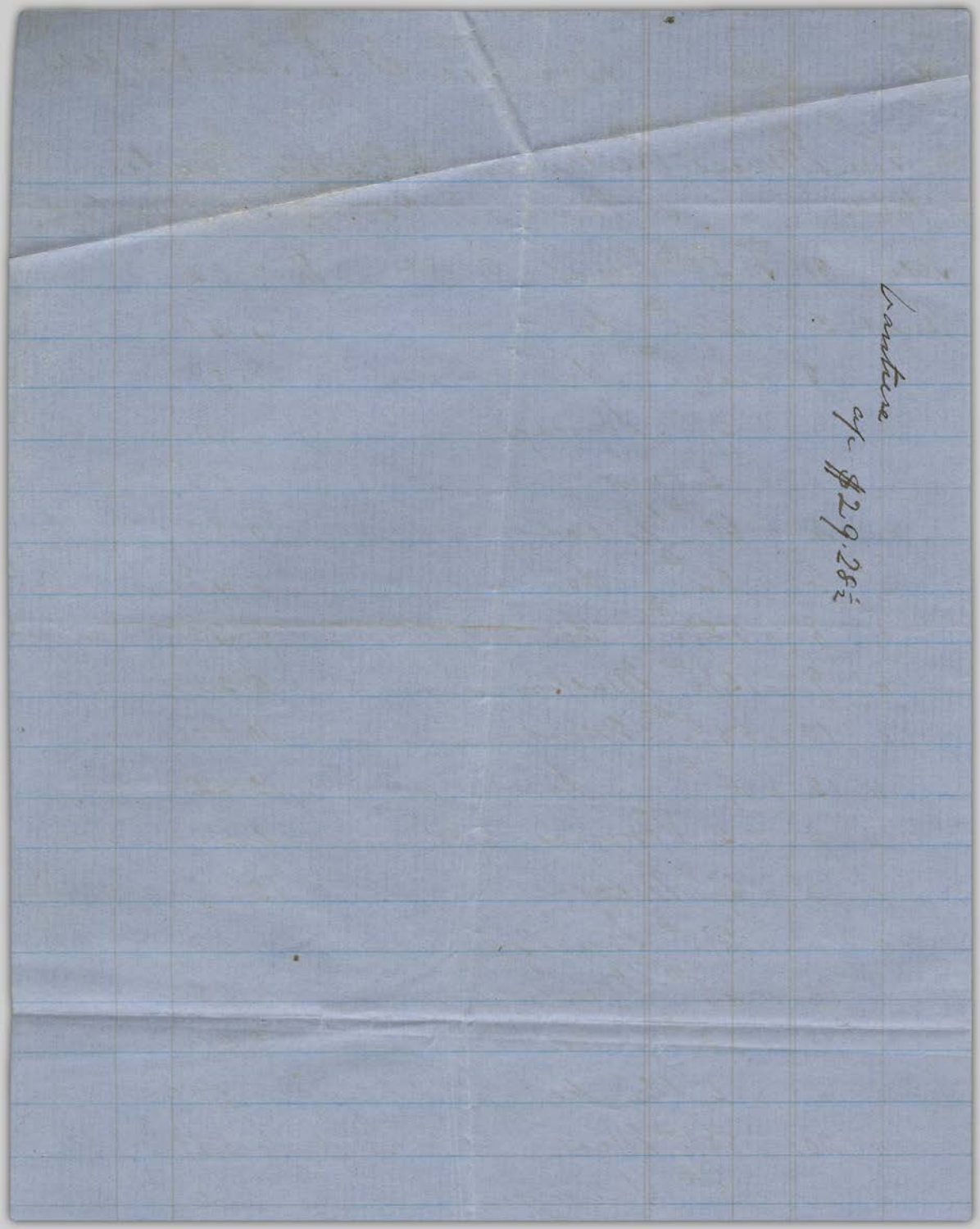Lantine
a/c $29.28½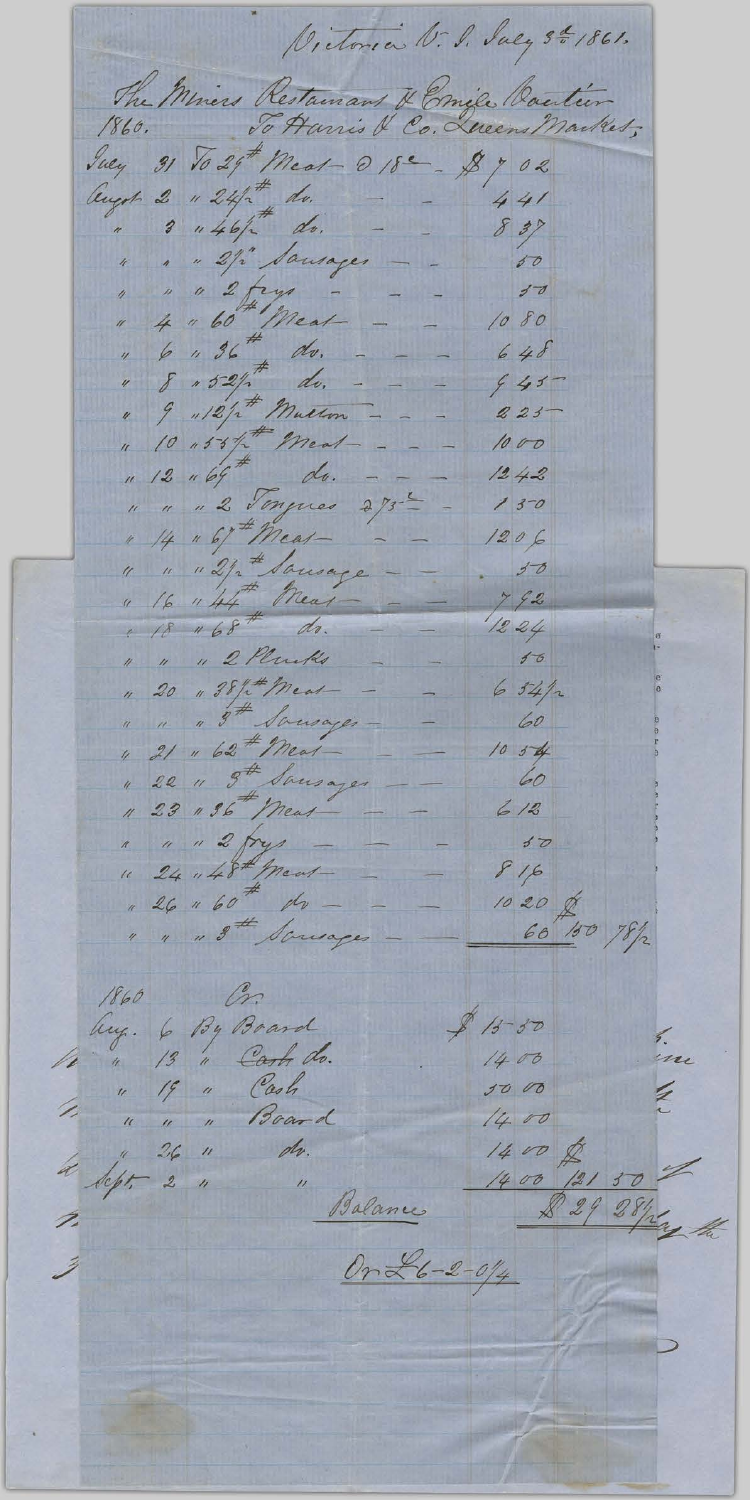Victoria V. I. July 3rd 1861.

The Miners Restaurant & Emile Vautier
1860. To Harris & Co. Queens Market.

| | | | | | |
|---|---|---|---|---|---|
| July | 31 | To 29# Meat @ 18c | $ 7 02 | | |
| Augt. | 2 | " 24½# do. | 4 41 | | |
| " | 3 | " 46½# do. | 8 37 | | |
| " | " | " 2½# Sausages | 50 | | |
| " | " | " 2 frys | 50 | | |
| " | 4 | " 60# Meat | 10 80 | | |
| " | 6 | " 36# do. | 6 48 | | |
| " | 8 | " 52½# do. | 9 45 | | |
| " | 9 | " 12½# Mutton | 2 25 | | |
| " | 10 | " 55½# Meat | 10 00 | | |
| " | 12 | " 69# do. | 12 42 | | |
| " | " | " 2 Tongues 75c | 1 50 | | |
| " | 14 | " 67# Meat | 12 06 | | |
| " | " | " 2½# Sausage | 50 | | |
| " | 16 | " 44# Meat | 7 92 | | |
| " | 18 | " 68# do. | 12 24 | | |
| " | " | " 2 Plucks | 50 | | |
| " | 20 | " 38½# Meat | 6 54½ | | |
| " | " | " 3# Sausages | 60 | | |
| " | 21 | " 62# Meat | 10 54 | | |
| " | 22 | " 3# Sausages | 60 | | |
| " | 23 | " 36# Meat | 6 12 | | |
| " | " | " 2 frys | 50 | | |
| " | 24 | " 48# Meat | 8 16 | | |
| " | 26 | " 60# do | 10 20 | $ | |
| " | " | " 3# Sausages | 60 | 150 | 78½ |

| | | | | | |
|---|---|---|---|---|---|
| 1860 | | Cr. | | | |
| Aug. | 6 | By Board | $ 15 50 | | |
| " | 13 | " Cash do. | 14 00 | | |
| " | 19 | " Cash | 50 00 | | |
| " | " | " Board | 14 00 | | |
| " | 26 | " do. | 14 00 | $ | |
| Sept. | 2 | " " | 14 00 | 121 | 50 |
| | | Balance | | $ 29 | 28½ |

Or £6-2-0¼